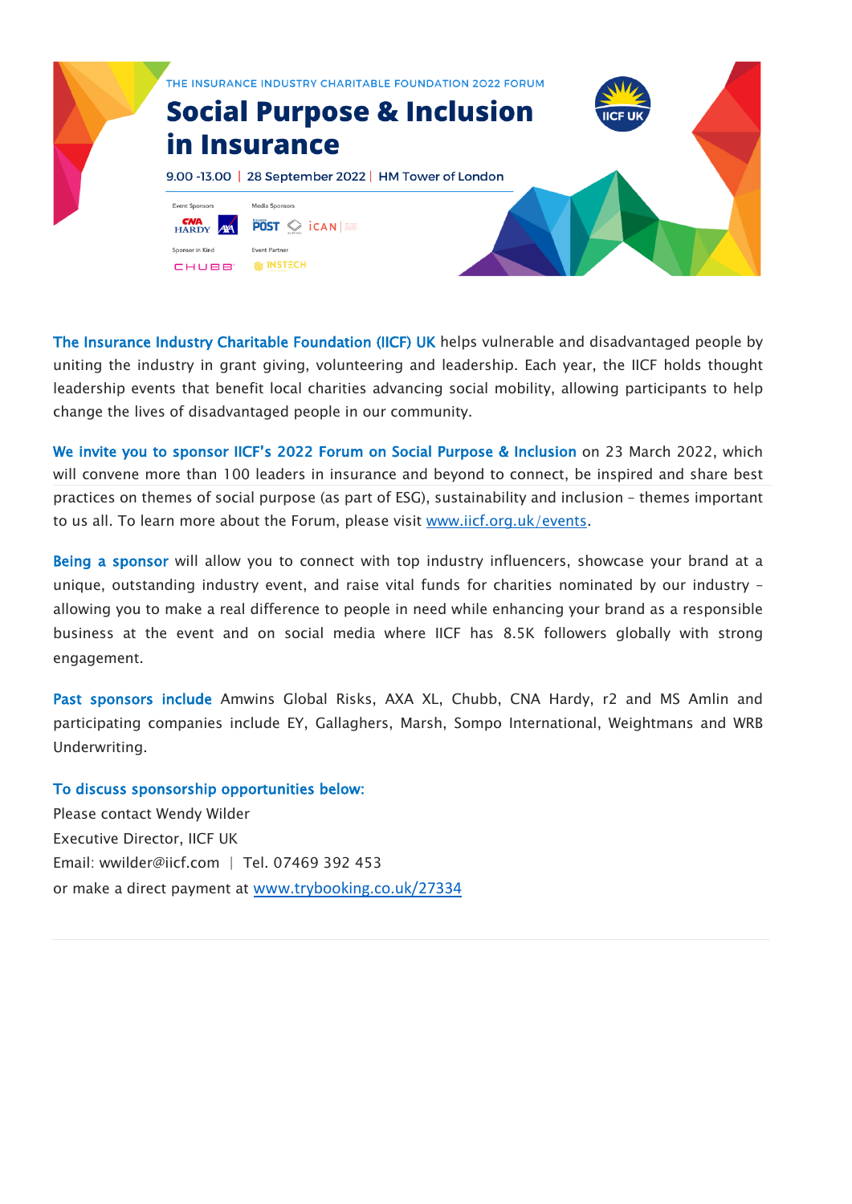THE INSURANCE INDUSTRY CHARITABLE FOUNDATION 2022 FORUM

# Social Purpose & Inclusion in Insurance

9.00 -13.00 | 28 September 2022 | HM Tower of London

Event Sponsors: CNA HARDY, AXA

Media Sponsors: POST, iCAN

Sponsor in Kind: CHUBB

Event Partner: INSTECH

**The Insurance Industry Charitable Foundation (IICF) UK** helps vulnerable and disadvantaged people by uniting the industry in grant giving, volunteering and leadership. Each year, the IICF holds thought leadership events that benefit local charities advancing social mobility, allowing participants to help change the lives of disadvantaged people in our community.

**We invite you to sponsor IICF's 2022 Forum on Social Purpose & Inclusion** on 23 March 2022, which will convene more than 100 leaders in insurance and beyond to connect, be inspired and share best practices on themes of social purpose (as part of ESG), sustainability and inclusion – themes important to us all. To learn more about the Forum, please visit [www.iicf.org.uk/events](www.iicf.org.uk/events).

**Being a sponsor** will allow you to connect with top industry influencers, showcase your brand at a unique, outstanding industry event, and raise vital funds for charities nominated by our industry – allowing you to make a real difference to people in need while enhancing your brand as a responsible business at the event and on social media where IICF has 8.5K followers globally with strong engagement.

**Past sponsors include** Amwins Global Risks, AXA XL, Chubb, CNA Hardy, r2 and MS Amlin and participating companies include EY, Gallaghers, Marsh, Sompo International, Weightmans and WRB Underwriting.

**To discuss sponsorship opportunities below:**

Please contact Wendy Wilder
Executive Director, IICF UK
Email: wwilder@iicf.com | Tel. 07469 392 453
or make a direct payment at [www.trybooking.co.uk/27334](www.trybooking.co.uk/27334)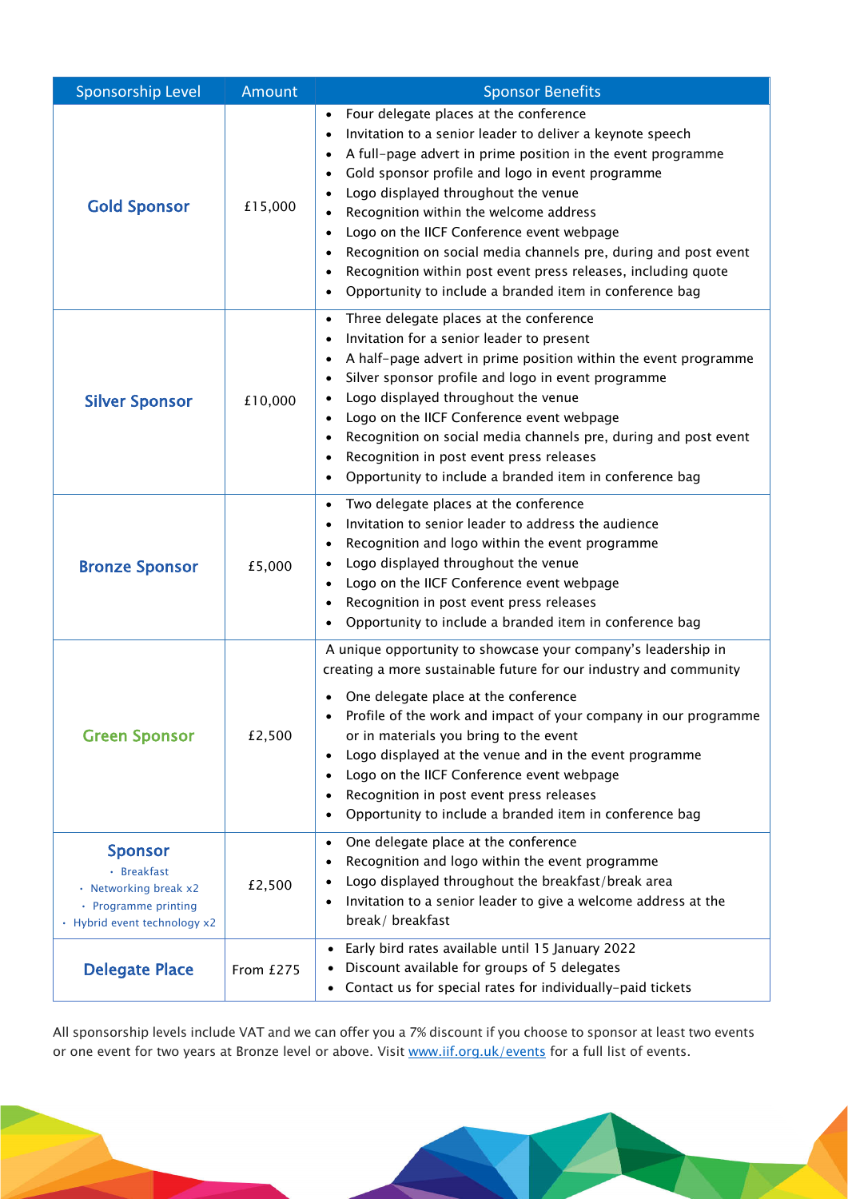| Sponsorship Level | Amount | Sponsor Benefits |
|---|---|---|
| **Gold Sponsor** | £15,000 | • Four delegate places at the conference<br>• Invitation to a senior leader to deliver a keynote speech<br>• A full-page advert in prime position in the event programme<br>• Gold sponsor profile and logo in event programme<br>• Logo displayed throughout the venue<br>• Recognition within the welcome address<br>• Logo on the IICF Conference event webpage<br>• Recognition on social media channels pre, during and post event<br>• Recognition within post event press releases, including quote<br>• Opportunity to include a branded item in conference bag |
| **Silver Sponsor** | £10,000 | • Three delegate places at the conference<br>• Invitation for a senior leader to present<br>• A half-page advert in prime position within the event programme<br>• Silver sponsor profile and logo in event programme<br>• Logo displayed throughout the venue<br>• Logo on the IICF Conference event webpage<br>• Recognition on social media channels pre, during and post event<br>• Recognition in post event press releases<br>• Opportunity to include a branded item in conference bag |
| **Bronze Sponsor** | £5,000 | • Two delegate places at the conference<br>• Invitation to senior leader to address the audience<br>• Recognition and logo within the event programme<br>• Logo displayed throughout the venue<br>• Logo on the IICF Conference event webpage<br>• Recognition in post event press releases<br>• Opportunity to include a branded item in conference bag |
| **Green Sponsor** | £2,500 | A unique opportunity to showcase your company's leadership in creating a more sustainable future for our industry and community<br>• One delegate place at the conference<br>• Profile of the work and impact of your company in our programme or in materials you bring to the event<br>• Logo displayed at the venue and in the event programme<br>• Logo on the IICF Conference event webpage<br>• Recognition in post event press releases<br>• Opportunity to include a branded item in conference bag |
| **Sponsor**<br>• Breakfast<br>• Networking break x2<br>• Programme printing<br>• Hybrid event technology x2 | £2,500 | • One delegate place at the conference<br>• Recognition and logo within the event programme<br>• Logo displayed throughout the breakfast/break area<br>• Invitation to a senior leader to give a welcome address at the break/ breakfast |
| **Delegate Place** | From £275 | • Early bird rates available until 15 January 2022<br>• Discount available for groups of 5 delegates<br>• Contact us for special rates for individually-paid tickets |

All sponsorship levels include VAT and we can offer you a 7% discount if you choose to sponsor at least two events or one event for two years at Bronze level or above. Visit [www.iif.org.uk/events](http://www.iif.org.uk/events) for a full list of events.